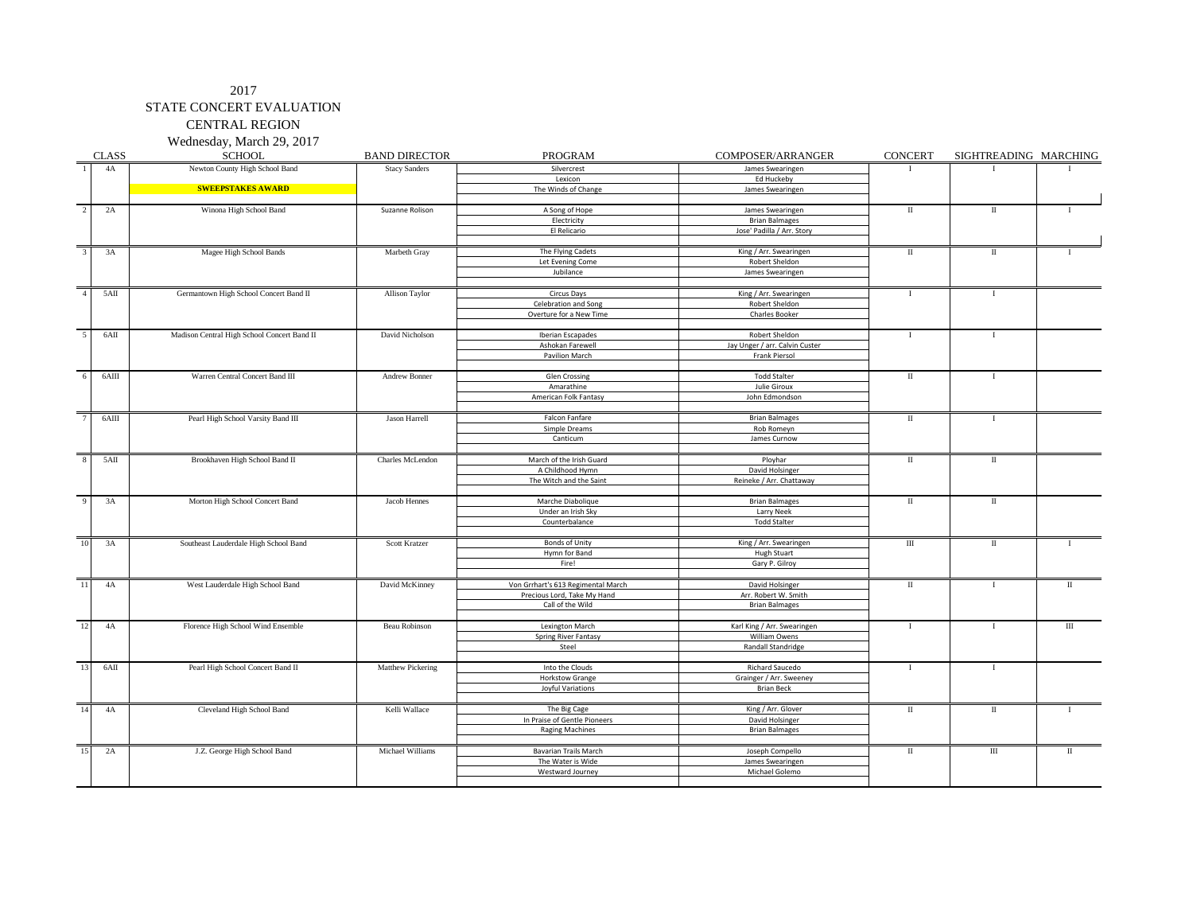# 2017

## STATE CONCERT EVALUATION

## CENTRAL REGION

### Wednesday, March 29, 2017

| | CLASS | SCHOOL | BAND DIRECTOR | PROGRAM | COMPOSER/ARRANGER | CONCERT | SIGHTREADING | MARCHING |
|---|---|---|---|---|---|---|---|---|
| 1 | 4A | Newton County High School Band | Stacy Sanders | Silvercrest | James Swearingen | I | I | I |
| | | | | Lexicon | Ed Huckeby | | | |
| | | **SWEEPSTAKES AWARD** | | The Winds of Change | James Swearingen | | | |
| 2 | 2A | Winona High School Band | Suzanne Rolison | A Song of Hope | James Swearingen | II | II | I |
| | | | | Electricity | Brian Balmages | | | |
| | | | | El Relicario | Jose' Padilla / Arr. Story | | | |
| 3 | 3A | Magee High School Bands | Marbeth Gray | The Flying Cadets | King / Arr. Swearingen | II | II | I |
| | | | | Let Evening Come | Robert Sheldon | | | |
| | | | | Jubilance | James Swearingen | | | |
| 4 | 5AII | Germantown High School Concert Band II | Allison Taylor | Circus Days | King / Arr. Swearingen | I | I | |
| | | | | Celebration and Song | Robert Sheldon | | | |
| | | | | Overture for a New Time | Charles Booker | | | |
| 5 | 6AII | Madison Central High School Concert Band II | David Nicholson | Iberian Escapades | Robert Sheldon | I | I | |
| | | | | Ashokan Farewell | Jay Unger / arr. Calvin Custer | | | |
| | | | | Pavilion March | Frank Piersol | | | |
| 6 | 6AIII | Warren Central Concert Band III | Andrew Bonner | Glen Crossing | Todd Stalter | II | I | |
| | | | | Amarathine | Julie Giroux | | | |
| | | | | American Folk Fantasy | John Edmondson | | | |
| 7 | 6AIII | Pearl High School Varsity Band III | Jason Harrell | Falcon Fanfare | Brian Balmages | II | I | |
| | | | | Simple Dreams | Rob Romeyn | | | |
| | | | | Canticum | James Curnow | | | |
| 8 | 5AII | Brookhaven High School Band II | Charles McLendon | March of the Irish Guard | Ployhar | II | II | |
| | | | | A Childhood Hymn | David Holsinger | | | |
| | | | | The Witch and the Saint | Reineke / Arr. Chattaway | | | |
| 9 | 3A | Morton High School Concert Band | Jacob Hennes | Marche Diabolique | Brian Balmages | II | II | |
| | | | | Under an Irish Sky | Larry Neek | | | |
| | | | | Counterbalance | Todd Stalter | | | |
| 10 | 3A | Southeast Lauderdale High School Band | Scott Kratzer | Bonds of Unity | King / Arr. Swearingen | III | II | I |
| | | | | Hymn for Band | Hugh Stuart | | | |
| | | | | Fire! | Gary P. Gilroy | | | |
| 11 | 4A | West Lauderdale High School Band | David McKinney | Von Grrhart's 613 Regimental March | David Holsinger | II | I | II |
| | | | | Precious Lord, Take My Hand | Arr. Robert W. Smith | | | |
| | | | | Call of the Wild | Brian Balmages | | | |
| 12 | 4A | Florence High School Wind Ensemble | Beau Robinson | Lexington March | Karl King / Arr. Swearingen | I | I | III |
| | | | | Spring River Fantasy | William Owens | | | |
| | | | | Steel | Randall Standridge | | | |
| 13 | 6AII | Pearl High School Concert Band II | Matthew Pickering | Into the Clouds | Richard Saucedo | I | I | |
| | | | | Horkstow Grange | Grainger / Arr. Sweeney | | | |
| | | | | Joyful Variations | Brian Beck | | | |
| 14 | 4A | Cleveland High School Band | Kelli Wallace | The Big Cage | King / Arr. Glover | II | II | I |
| | | | | In Praise of Gentle Pioneers | David Holsinger | | | |
| | | | | Raging Machines | Brian Balmages | | | |
| 15 | 2A | J.Z. George High School Band | Michael Williams | Bavarian Trails March | Joseph Compello | II | III | II |
| | | | | The Water is Wide | James Swearingen | | | |
| | | | | Westward Journey | Michael Golemo | | | |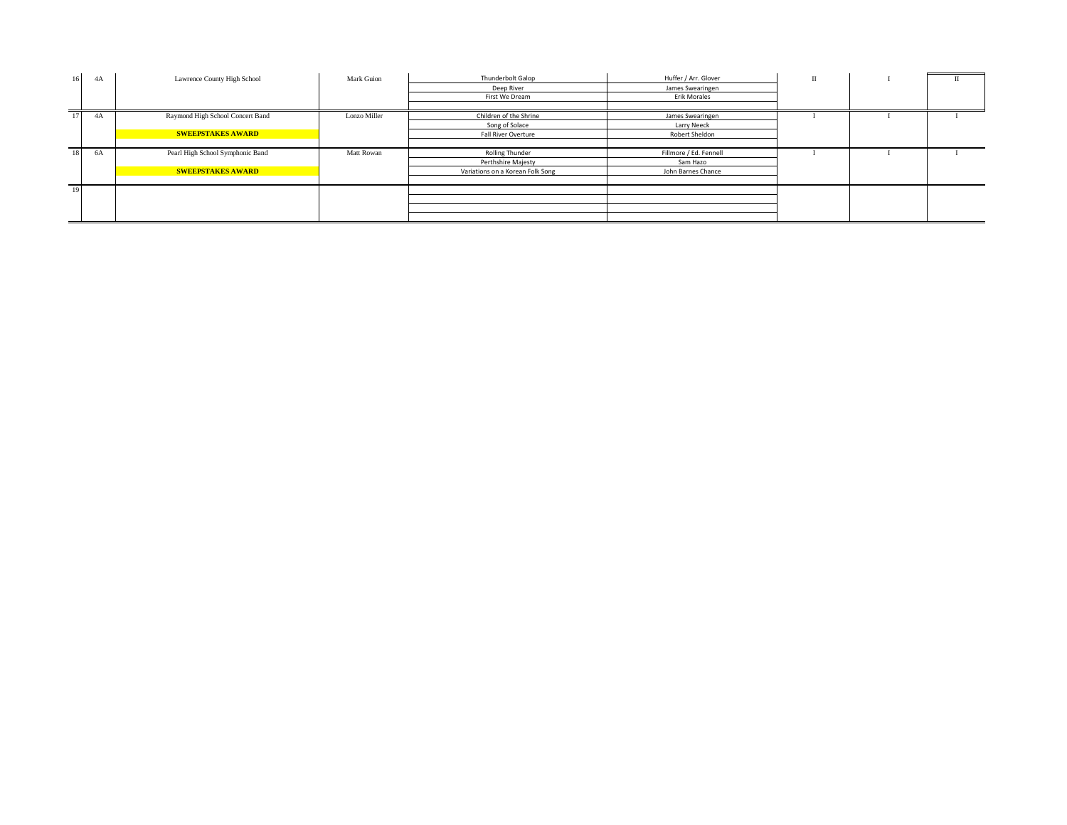| | | | | | | | | |
|---|---|---|---|---|---|---|---|---|
| 16 | 4A | Lawrence County High School | Mark Guion | Thunderbolt Galop | Huffer / Arr. Glover | II | I | II |
| | | | | Deep River | James Swearingen | | | |
| | | | | First We Dream | Erik Morales | | | |
| | | | | | | | | |
| 17 | 4A | Raymond High School Concert Band | Lonzo Miller | Children of the Shrine | James Swearingen | I | I | I |
| | | | | Song of Solace | Larry Neeck | | | |
| | | **SWEEPSTAKES AWARD** | | Fall River Overture | Robert Sheldon | | | |
| | | | | | | | | |
| 18 | 6A | Pearl High School Symphonic Band | Matt Rowan | Rolling Thunder | Fillmore / Ed. Fennell | I | I | I |
| | | | | Perthshire Majesty | Sam Hazo | | | |
| | | **SWEEPSTAKES AWARD** | | Variations on a Korean Folk Song | John Barnes Chance | | | |
| | | | | | | | | |
| 19 | | | | | | | | |
| | | | | | | | | |
| | | | | | | | | |
| | | | | | | | | |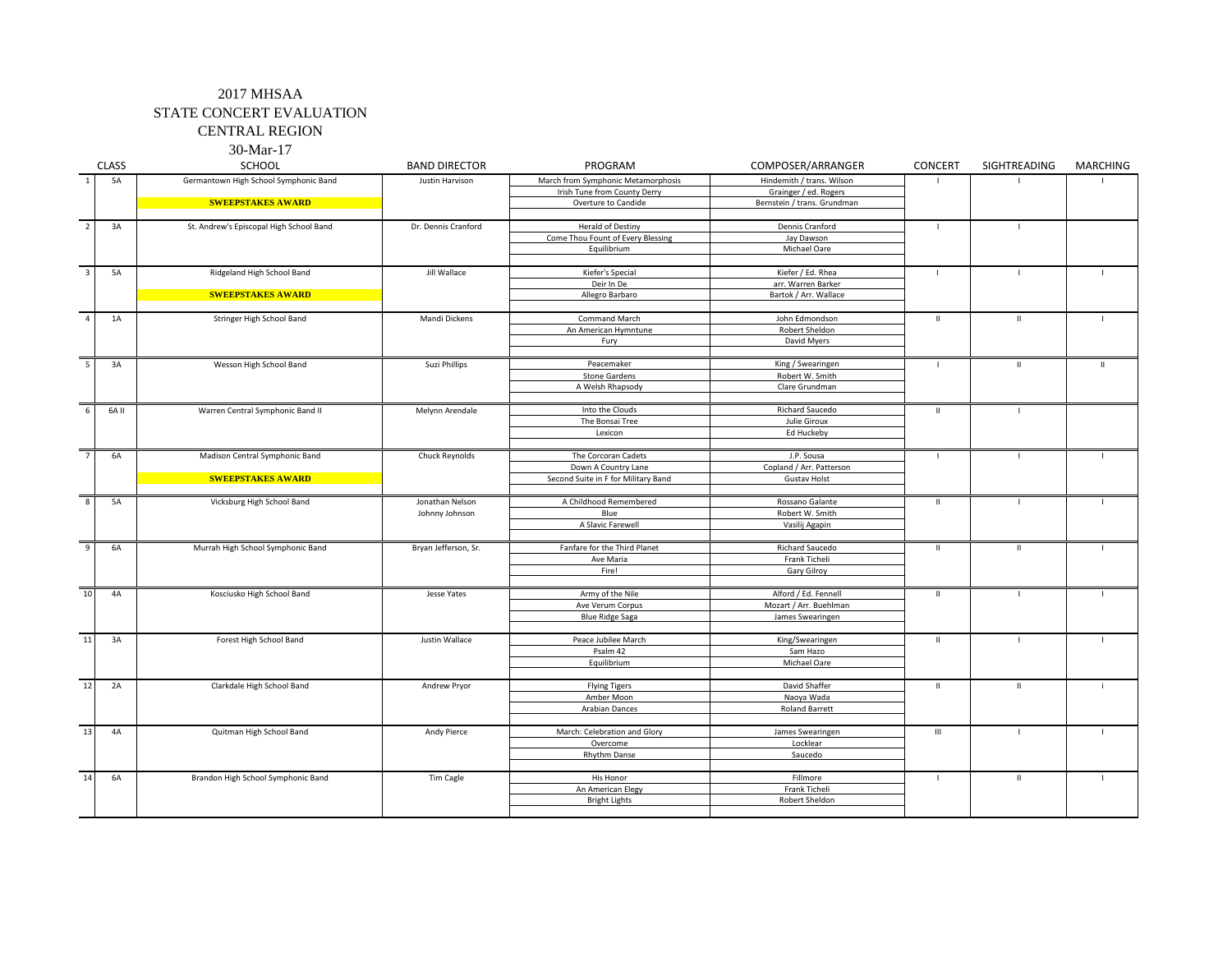# 2017 MHSAA

## STATE CONCERT EVALUATION

## CENTRAL REGION

30-Mar-17

| | CLASS | SCHOOL | BAND DIRECTOR | PROGRAM | COMPOSER/ARRANGER | CONCERT | SIGHTREADING | MARCHING |
|---|---|---|---|---|---|---|---|---|
| 1 | 5A | Germantown High School Symphonic Band | Justin Harvison | March from Symphonic Metamorphosis | Hindemith / trans. Wilson | I | I | I |
| | | | | Irish Tune from County Derry | Grainger / ed. Rogers | | | |
| | | **SWEEPSTAKES AWARD** | | Overture to Candide | Bernstein / trans. Grundman | | | |
| 2 | 3A | St. Andrew's Episcopal High School Band | Dr. Dennis Cranford | Herald of Destiny | Dennis Cranford | I | I | |
| | | | | Come Thou Fount of Every Blessing | Jay Dawson | | | |
| | | | | Equilibrium | Michael Oare | | | |
| 3 | 5A | Ridgeland High School Band | Jill Wallace | Kiefer's Special | Kiefer / Ed. Rhea | I | I | I |
| | | | | Deir In De | arr. Warren Barker | | | |
| | | **SWEEPSTAKES AWARD** | | Allegro Barbaro | Bartok / Arr. Wallace | | | |
| 4 | 1A | Stringer High School Band | Mandi Dickens | Command March | John Edmondson | II | II | I |
| | | | | An American Hymntune | Robert Sheldon | | | |
| | | | | Fury | David Myers | | | |
| 5 | 3A | Wesson High School Band | Suzi Phillips | Peacemaker | King / Swearingen | I | II | II |
| | | | | Stone Gardens | Robert W. Smith | | | |
| | | | | A Welsh Rhapsody | Clare Grundman | | | |
| 6 | 6A II | Warren Central Symphonic Band II | Melynn Arendale | Into the Clouds | Richard Saucedo | II | I | |
| | | | | The Bonsai Tree | Julie Giroux | | | |
| | | | | Lexicon | Ed Huckeby | | | |
| 7 | 6A | Madison Central Symphonic Band | Chuck Reynolds | The Corcoran Cadets | J.P. Sousa | I | I | I |
| | | | | Down A Country Lane | Copland / Arr. Patterson | | | |
| | | **SWEEPSTAKES AWARD** | | Second Suite in F for Military Band | Gustav Holst | | | |
| 8 | 5A | Vicksburg High School Band | Jonathan Nelson | A Childhood Remembered | Rossano Galante | II | I | I |
| | | | Johnny Johnson | Blue | Robert W. Smith | | | |
| | | | | A Slavic Farewell | Vasilij Agapin | | | |
| 9 | 6A | Murrah High School Symphonic Band | Bryan Jefferson, Sr. | Fanfare for the Third Planet | Richard Saucedo | II | II | I |
| | | | | Ave Maria | Frank Ticheli | | | |
| | | | | Fire! | Gary Gilroy | | | |
| 10 | 4A | Kosciusko High School Band | Jesse Yates | Army of the Nile | Alford / Ed. Fennell | II | I | I |
| | | | | Ave Verum Corpus | Mozart / Arr. Buehlman | | | |
| | | | | Blue Ridge Saga | James Swearingen | | | |
| 11 | 3A | Forest High School Band | Justin Wallace | Peace Jubilee March | King/Swearingen | II | I | I |
| | | | | Psalm 42 | Sam Hazo | | | |
| | | | | Equilibrium | Michael Oare | | | |
| 12 | 2A | Clarkdale High School Band | Andrew Pryor | Flying Tigers | David Shaffer | II | II | i |
| | | | | Amber Moon | Naoya Wada | | | |
| | | | | Arabian Dances | Roland Barrett | | | |
| 13 | 4A | Quitman High School Band | Andy Pierce | March: Celebration and Glory | James Swearingen | III | I | I |
| | | | | Overcome | Locklear | | | |
| | | | | Rhythm Danse | Saucedo | | | |
| 14 | 6A | Brandon High School Symphonic Band | Tim Cagle | His Honor | Fillmore | I | II | I |
| | | | | An American Elegy | Frank Ticheli | | | |
| | | | | Bright Lights | Robert Sheldon | | | |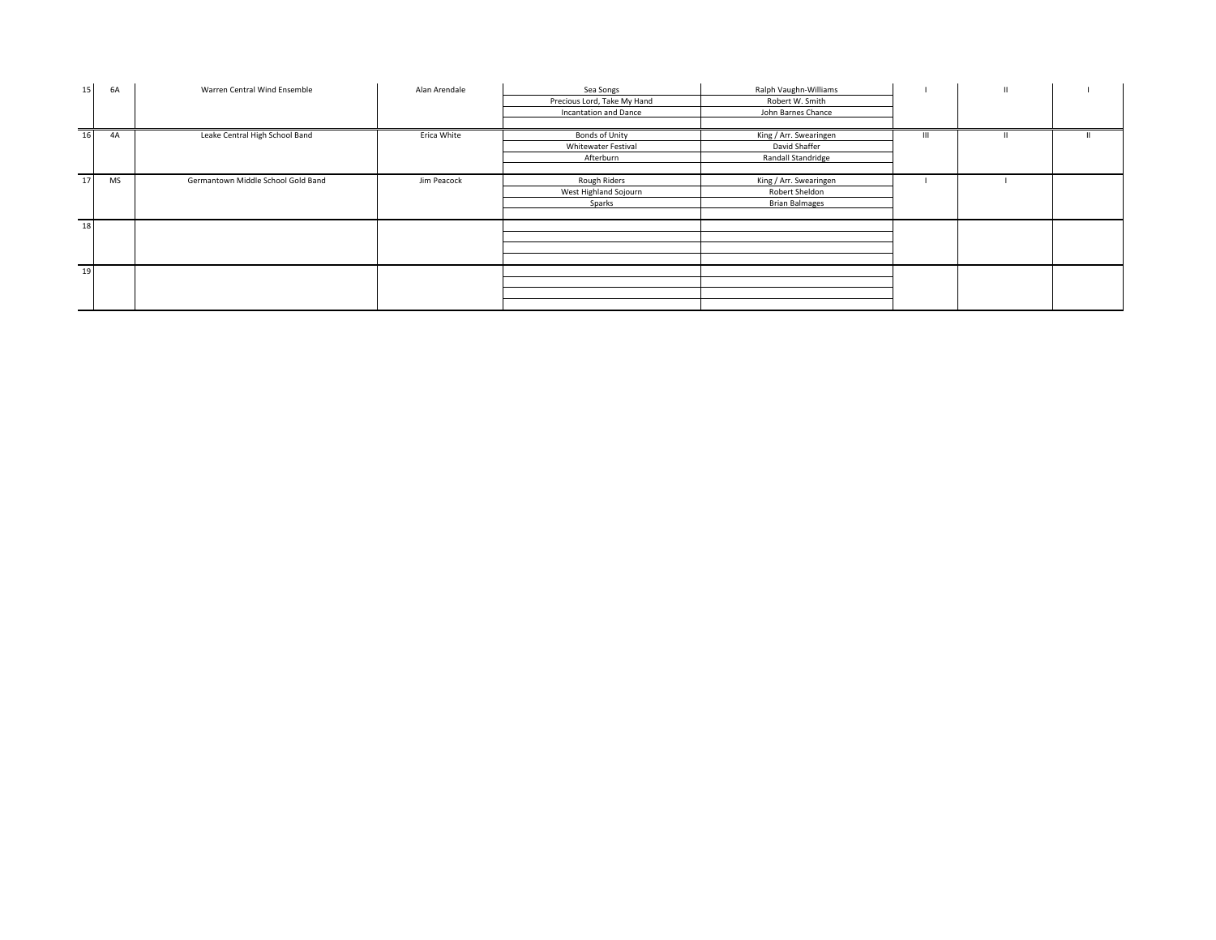| | | | | | | | | |
|---|---|---|---|---|---|---|---|---|
| 15 | 6A | Warren Central Wind Ensemble | Alan Arendale | Sea Songs | Ralph Vaughn-Williams | I | II | I |
| | | | | Precious Lord, Take My Hand | Robert W. Smith | | | |
| | | | | Incantation and Dance | John Barnes Chance | | | |
| | | | | | | | | |
| 16 | 4A | Leake Central High School Band | Erica White | Bonds of Unity | King / Arr. Swearingen | III | II | II |
| | | | | Whitewater Festival | David Shaffer | | | |
| | | | | Afterburn | Randall Standridge | | | |
| | | | | | | | | |
| 17 | MS | Germantown Middle School Gold Band | Jim Peacock | Rough Riders | King / Arr. Swearingen | I | I | |
| | | | | West Highland Sojourn | Robert Sheldon | | | |
| | | | | Sparks | Brian Balmages | | | |
| | | | | | | | | |
| 18 | | | | | | | | |
| | | | | | | | | |
| | | | | | | | | |
| | | | | | | | | |
| 19 | | | | | | | | |
| | | | | | | | | |
| | | | | | | | | |
| | | | | | | | | |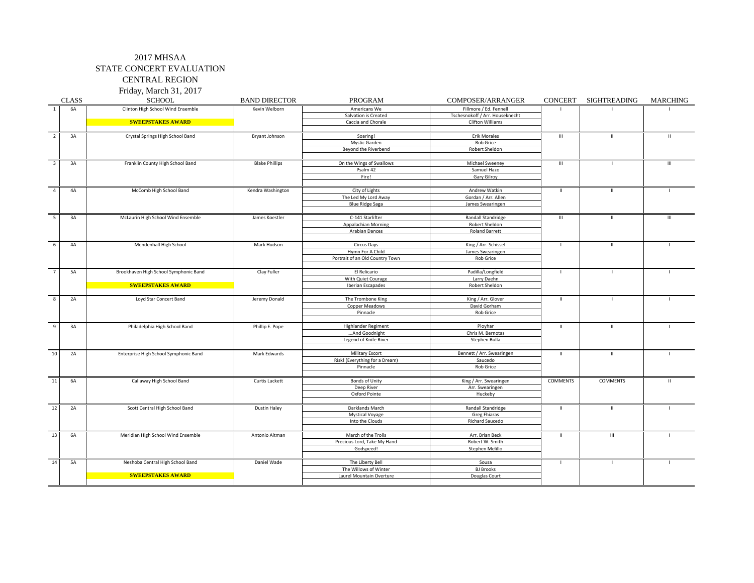2017 MHSAA

STATE CONCERT EVALUATION

CENTRAL REGION

Friday, March 31, 2017

| | CLASS | SCHOOL | BAND DIRECTOR | PROGRAM | COMPOSER/ARRANGER | CONCERT | SIGHTREADING | MARCHING |
|---|---|---|---|---|---|---|---|---|
| 1 | 6A | Clinton High School Wind Ensemble | Kevin Welborn | Americans We | Fillmore / Ed. Fennell | I | I | I |
| | | | | Salvation is Created | Tschesnokoff / Arr. Houseknecht | | | |
| | | **SWEEPSTAKES AWARD** | | Caccia and Chorale | Clifton Williams | | | |
| 2 | 3A | Crystal Springs High School Band | Bryant Johnson | Soaring! | Erik Morales | III | II | II |
| | | | | Mystic Garden | Rob Grice | | | |
| | | | | Beyond the Riverbend | Robert Sheldon | | | |
| 3 | 3A | Franklin County High School Band | Blake Phillips | On the Wings of Swallows | Michael Sweeney | III | I | III |
| | | | | Psalm 42 | Samuel Hazo | | | |
| | | | | Fire! | Gary Gilroy | | | |
| 4 | 4A | McComb High School Band | Kendra Washington | City of Lights | Andrew Watkin | II | II | I |
| | | | | The Led My Lord Away | Gordan / Arr. Allen | | | |
| | | | | Blue Ridge Saga | James Swearingen | | | |
| 5 | 3A | McLaurin High School Wind Ensemble | James Koestler | C-141 Starlifter | Randall Standridge | III | II | III |
| | | | | Appalachian Morning | Robert Sheldon | | | |
| | | | | Arabian Dances | Roland Barrett | | | |
| 6 | 4A | Mendenhall High School | Mark Hudson | Circus Days | King / Arr. Schissel | I | II | I |
| | | | | Hymn For A Child | James Swearingen | | | |
| | | | | Portrait of an Old Country Town | Rob Grice | | | |
| 7 | 5A | Brookhaven High School Symphonic Band | Clay Fuller | El Relicario | Padilla/Longfield | I | I | I |
| | | | | With Quiet Courage | Larry Daehn | | | |
| | | **SWEEPSTAKES AWARD** | | Iberian Escapades | Robert Sheldon | | | |
| 8 | 2A | Loyd Star Concert Band | Jeremy Donald | The Trombone King | King / Arr. Glover | II | I | I |
| | | | | Copper Meadows | David Gorham | | | |
| | | | | Pinnacle | Rob Grice | | | |
| 9 | 3A | Philadelphia High School Band | Phillip E. Pope | Highlander Regiment | Ployhar | II | II | I |
| | | | | ....And Goodnight | Chris M. Bernotas | | | |
| | | | | Legend of Knife River | Stephen Bulla | | | |
| 10 | 2A | Enterprise High School Symphonic Band | Mark Edwards | Military Escort | Bennett / Arr. Swearingen | II | II | I |
| | | | | Risk! (Everything for a Dream) | Saucedo | | | |
| | | | | Pinnacle | Rob Grice | | | |
| 11 | 6A | Callaway High School Band | Curtis Luckett | Bonds of Unity | King / Arr. Swearingen | COMMENTS | COMMENTS | II |
| | | | | Deep River | Arr. Swearingen | | | |
| | | | | Oxford Pointe | Huckeby | | | |
| 12 | 2A | Scott Central High School Band | Dustin Haley | Darklands March | Randall Standridge | II | II | I |
| | | | | Mystical Voyage | Greg Fhiaras | | | |
| | | | | Into the Clouds | Richard Saucedo | | | |
| 13 | 6A | Meridian High School Wind Ensemble | Antonio Altman | March of the Trolls | Arr. Brian Beck | II | III | I |
| | | | | Precious Lord, Take My Hand | Robert W. Smith | | | |
| | | | | Godspeed! | Stephen Melillo | | | |
| 14 | 5A | Neshoba Central High School Band | Daniel Wade | The Liberty Bell | Sousa | I | I | I |
| | | | | The Willows of Winter | BJ Brooks | | | |
| | | **SWEEPSTAKES AWARD** | | Laurel Mountain Overture | Douglas Court | | | |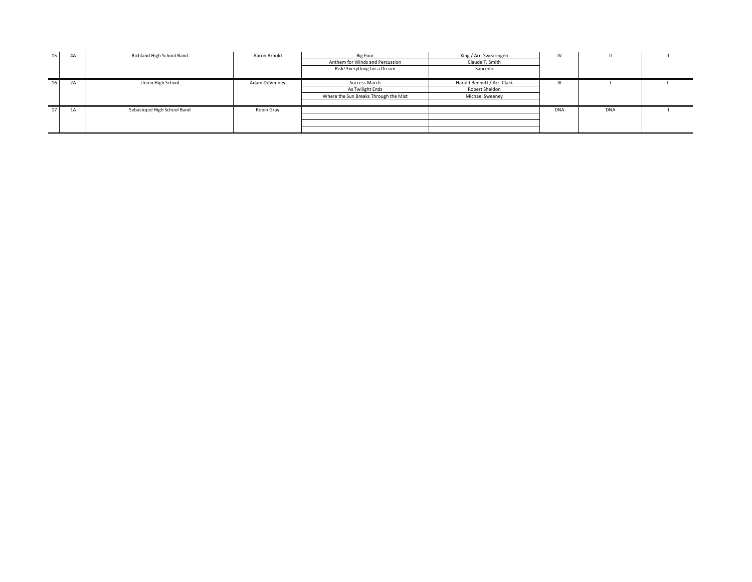| | | | | | | | | |
|---|---|---|---|---|---|---|---|---|
| 15 | 4A | Richland High School Band | Aaron Arnold | Big Four | King / Arr. Swearingen | IV | II | II |
| | | | | Anthem for Winds and Percussion | Claude T. Smith | | | |
| | | | | Risk! Everything for a Dream | Saucedo | | | |
| | | | | | | | | |
| 16 | 2A | Union High School | Adam DeVenney | Success March | Harold Bennett / Arr. Clark | III | I | I |
| | | | | As Twilight Ends | Robert Sheldon | | | |
| | | | | Where the Sun Breaks Through the Mist | Michael Sweeney | | | |
| | | | | | | | | |
| 17 | 1A | Sebastopol High School Band | Robin Gray | | | DNA | DNA | II |
| | | | | | | | | |
| | | | | | | | | |
| | | | | | | | | |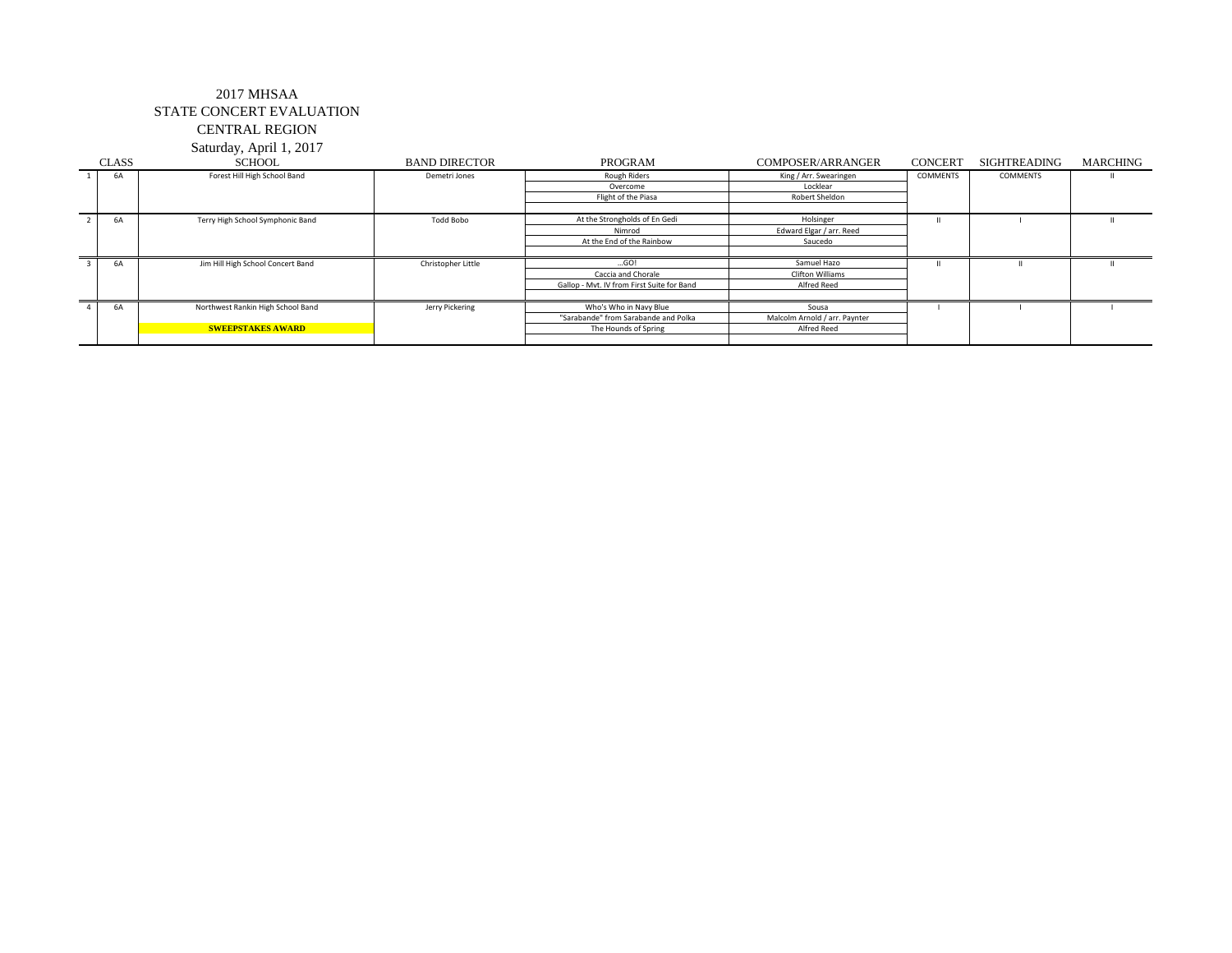# 2017 MHSAA
## STATE CONCERT EVALUATION
## CENTRAL REGION
### Saturday, April 1, 2017

| | CLASS | SCHOOL | BAND DIRECTOR | PROGRAM | COMPOSER/ARRANGER | CONCERT | SIGHTREADING | MARCHING |
|---|---|---|---|---|---|---|---|---|
| 1 | 6A | Forest Hill High School Band | Demetri Jones | Rough Riders | King / Arr. Swearingen | COMMENTS | COMMENTS | II |
| | | | | Overcome | Locklear | | | |
| | | | | Flight of the Piasa | Robert Sheldon | | | |
| 2 | 6A | Terry High School Symphonic Band | Todd Bobo | At the Strongholds of En Gedi | Holsinger | II | I | II |
| | | | | Nimrod | Edward Elgar / arr. Reed | | | |
| | | | | At the End of the Rainbow | Saucedo | | | |
| 3 | 6A | Jim Hill High School Concert Band | Christopher Little | ...GO! | Samuel Hazo | II | II | II |
| | | | | Caccia and Chorale | Clifton Williams | | | |
| | | | | Gallop - Mvt. IV from First Suite for Band | Alfred Reed | | | |
| 4 | 6A | Northwest Rankin High School Band | Jerry Pickering | Who's Who in Navy Blue | Sousa | I | I | I |
| | | | | "Sarabande" from Sarabande and Polka | Malcolm Arnold / arr. Paynter | | | |
| | | **SWEEPSTAKES AWARD** | | The Hounds of Spring | Alfred Reed | | | |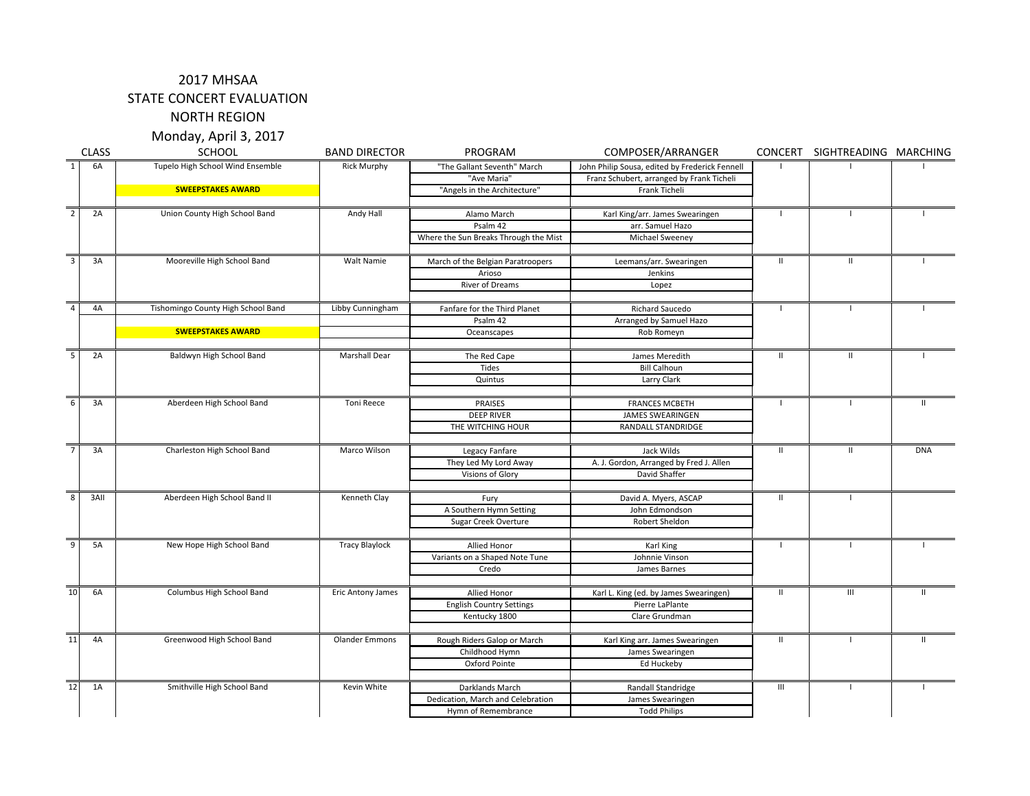# 2017 MHSAA
## STATE CONCERT EVALUATION
## NORTH REGION
### Monday, April 3, 2017

| | CLASS | SCHOOL | BAND DIRECTOR | PROGRAM | COMPOSER/ARRANGER | CONCERT | SIGHTREADING | MARCHING |
|---|---|---|---|---|---|---|---|---|
| 1 | 6A | Tupelo High School Wind Ensemble | Rick Murphy | "The Gallant Seventh" March | John Philip Sousa, edited by Frederick Fennell | I | I | I |
| | | | | "Ave Maria" | Franz Schubert, arranged by Frank Ticheli | | | |
| | | **SWEEPSTAKES AWARD** | | "Angels in the Architecture" | Frank Ticheli | | | |
| 2 | 2A | Union County High School Band | Andy Hall | Alamo March | Karl King/arr. James Swearingen | I | I | I |
| | | | | Psalm 42 | arr. Samuel Hazo | | | |
| | | | | Where the Sun Breaks Through the Mist | Michael Sweeney | | | |
| 3 | 3A | Mooreville High School Band | Walt Namie | March of the Belgian Paratroopers | Leemans/arr. Swearingen | II | II | I |
| | | | | Arioso | Jenkins | | | |
| | | | | River of Dreams | Lopez | | | |
| 4 | 4A | Tishomingo County High School Band | Libby Cunningham | Fanfare for the Third Planet | Richard Saucedo | I | I | I |
| | | | | Psalm 42 | Arranged by Samuel Hazo | | | |
| | | **SWEEPSTAKES AWARD** | | Oceanscapes | Rob Romeyn | | | |
| 5 | 2A | Baldwyn High School Band | Marshall Dear | The Red Cape | James Meredith | II | II | I |
| | | | | Tides | Bill Calhoun | | | |
| | | | | Quintus | Larry Clark | | | |
| 6 | 3A | Aberdeen High School Band | Toni Reece | PRAISES | FRANCES MCBETH | I | I | II |
| | | | | DEEP RIVER | JAMES SWEARINGEN | | | |
| | | | | THE WITCHING HOUR | RANDALL STANDRIDGE | | | |
| 7 | 3A | Charleston High School Band | Marco Wilson | Legacy Fanfare | Jack Wilds | II | II | DNA |
| | | | | They Led My Lord Away | A. J. Gordon, Arranged by Fred J. Allen | | | |
| | | | | Visions of Glory | David Shaffer | | | |
| 8 | 3AII | Aberdeen High School Band II | Kenneth Clay | Fury | David A. Myers, ASCAP | II | I | |
| | | | | A Southern Hymn Setting | John Edmondson | | | |
| | | | | Sugar Creek Overture | Robert Sheldon | | | |
| 9 | 5A | New Hope High School Band | Tracy Blaylock | Allied Honor | Karl King | I | I | I |
| | | | | Variants on a Shaped Note Tune | Johnnie Vinson | | | |
| | | | | Credo | James Barnes | | | |
| 10 | 6A | Columbus High School Band | Eric Antony James | Allied Honor | Karl L. King (ed. by James Swearingen) | II | III | II |
| | | | | English Country Settings | Pierre LaPlante | | | |
| | | | | Kentucky 1800 | Clare Grundman | | | |
| 11 | 4A | Greenwood High School Band | Olander Emmons | Rough Riders Galop or March | Karl King arr. James Swearingen | II | I | II |
| | | | | Childhood Hymn | James Swearingen | | | |
| | | | | Oxford Pointe | Ed Huckeby | | | |
| 12 | 1A | Smithville High School Band | Kevin White | Darklands March | Randall Standridge | III | I | I |
| | | | | Dedication, March and Celebration | James Swearingen | | | |
| | | | | Hymn of Remembrance | Todd Philips | | | |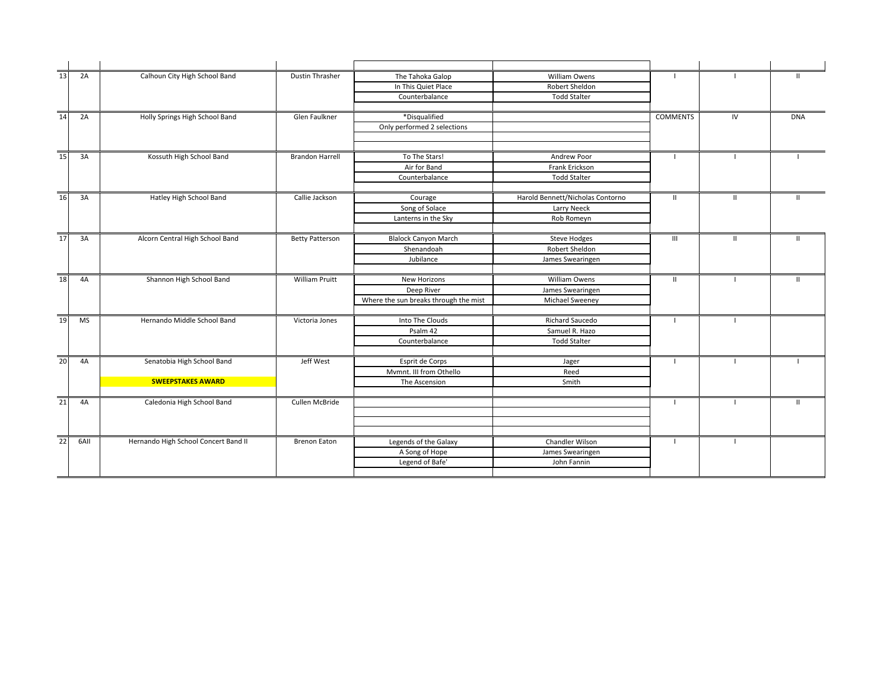| | | | | | | | | |
|---|---|---|---|---|---|---|---|---|
| 13 | 2A | Calhoun City High School Band | Dustin Thrasher | The Tahoka Galop | William Owens | I | I | II |
| | | | | In This Quiet Place | Robert Sheldon | | | |
| | | | | Counterbalance | Todd Stalter | | | |
| 14 | 2A | Holly Springs High School Band | Glen Faulkner | *Disqualified | | COMMENTS | IV | DNA |
| | | | | Only performed 2 selections | | | | |
| 15 | 3A | Kossuth High School Band | Brandon Harrell | To The Stars! | Andrew Poor | I | I | I |
| | | | | Air for Band | Frank Erickson | | | |
| | | | | Counterbalance | Todd Stalter | | | |
| 16 | 3A | Hatley High School Band | Callie Jackson | Courage | Harold Bennett/Nicholas Contorno | II | II | II |
| | | | | Song of Solace | Larry Neeck | | | |
| | | | | Lanterns in the Sky | Rob Romeyn | | | |
| 17 | 3A | Alcorn Central High School Band | Betty Patterson | Blalock Canyon March | Steve Hodges | III | II | II |
| | | | | Shenandoah | Robert Sheldon | | | |
| | | | | Jubilance | James Swearingen | | | |
| 18 | 4A | Shannon High School Band | William Pruitt | New Horizons | William Owens | II | I | II |
| | | | | Deep River | James Swearingen | | | |
| | | | | Where the sun breaks through the mist | Michael Sweeney | | | |
| 19 | MS | Hernando Middle School Band | Victoria Jones | Into The Clouds | Richard Saucedo | I | I | |
| | | | | Psalm 42 | Samuel R. Hazo | | | |
| | | | | Counterbalance | Todd Stalter | | | |
| 20 | 4A | Senatobia High School Band | Jeff West | Esprit de Corps | Jager | I | I | I |
| | | | | Mvmnt. III from Othello | Reed | | | |
| | | **SWEEPSTAKES AWARD** | | The Ascension | Smith | | | |
| 21 | 4A | Caledonia High School Band | Cullen McBride | | | I | I | II |
| 22 | 6AII | Hernando High School Concert Band II | Brenon Eaton | Legends of the Galaxy | Chandler Wilson | I | I | |
| | | | | A Song of Hope | James Swearingen | | | |
| | | | | Legend of Bafe' | John Fannin | | | |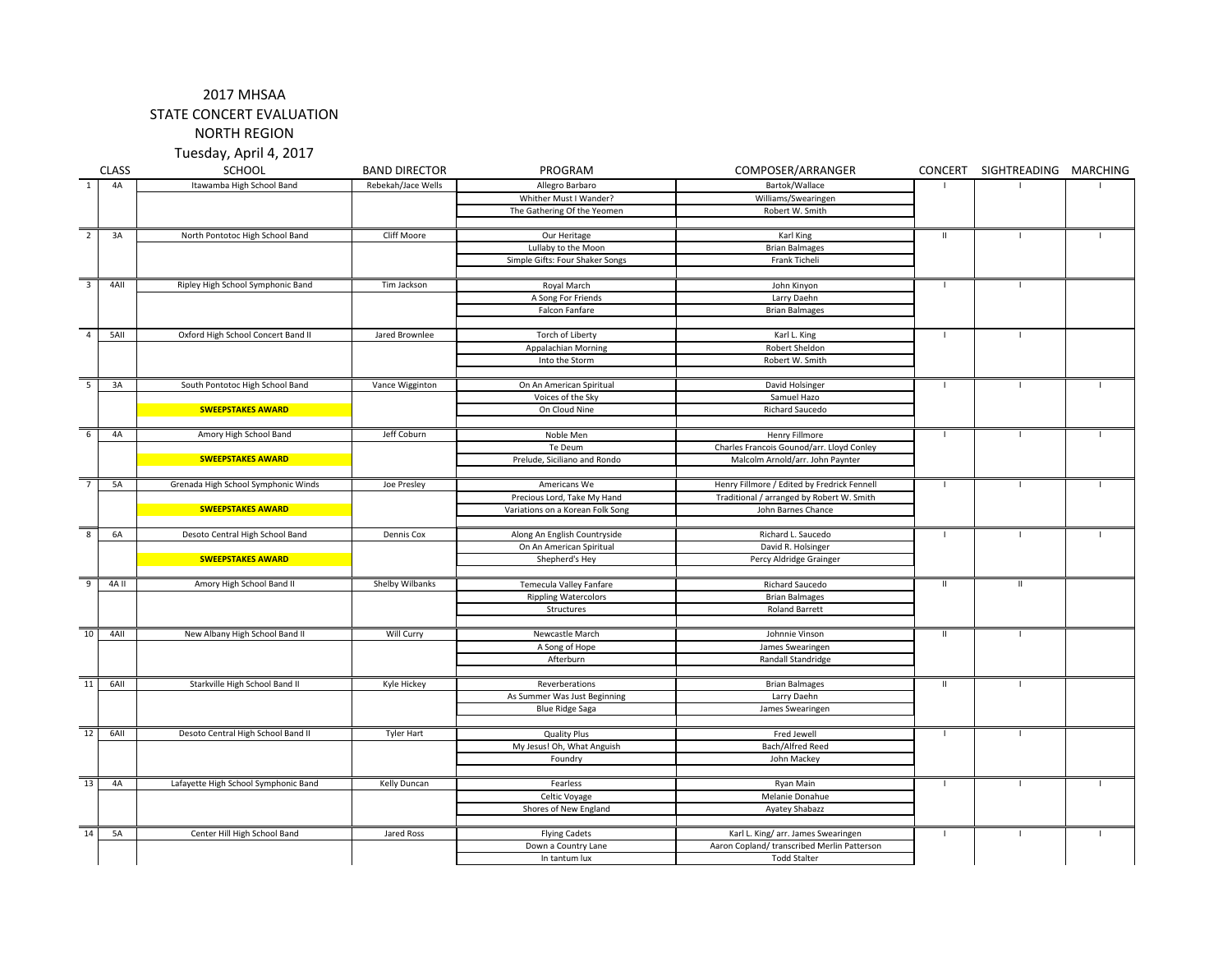# 2017 MHSAA
## STATE CONCERT EVALUATION
## NORTH REGION
### Tuesday, April 4, 2017

| | CLASS | SCHOOL | BAND DIRECTOR | PROGRAM | COMPOSER/ARRANGER | CONCERT | SIGHTREADING | MARCHING |
|---|---|---|---|---|---|---|---|---|
| 1 | 4A | Itawamba High School Band | Rebekah/Jace Wells | Allegro Barbaro | Bartok/Wallace | I | I | I |
| | | | | Whither Must I Wander? | Williams/Swearingen | | | |
| | | | | The Gathering Of the Yeomen | Robert W. Smith | | | |
| 2 | 3A | North Pontotoc High School Band | Cliff Moore | Our Heritage | Karl King | II | I | I |
| | | | | Lullaby to the Moon | Brian Balmages | | | |
| | | | | Simple Gifts: Four Shaker Songs | Frank Ticheli | | | |
| 3 | 4AII | Ripley High School Symphonic Band | Tim Jackson | Royal March | John Kinyon | I | I | |
| | | | | A Song For Friends | Larry Daehn | | | |
| | | | | Falcon Fanfare | Brian Balmages | | | |
| 4 | 5AII | Oxford High School Concert Band II | Jared Brownlee | Torch of Liberty | Karl L. King | I | I | |
| | | | | Appalachian Morning | Robert Sheldon | | | |
| | | | | Into the Storm | Robert W. Smith | | | |
| 5 | 3A | South Pontotoc High School Band | Vance Wigginton | On An American Spiritual | David Holsinger | I | I | I |
| | | | | Voices of the Sky | Samuel Hazo | | | |
| | | **SWEEPSTAKES AWARD** | | On Cloud Nine | Richard Saucedo | | | |
| 6 | 4A | Amory High School Band | Jeff Coburn | Noble Men | Henry Fillmore | I | I | I |
| | | | | Te Deum | Charles Francois Gounod/arr. Lloyd Conley | | | |
| | | **SWEEPSTAKES AWARD** | | Prelude, Siciliano and Rondo | Malcolm Arnold/arr. John Paynter | | | |
| 7 | 5A | Grenada High School Symphonic Winds | Joe Presley | Americans We | Henry Fillmore / Edited by Fredrick Fennell | I | I | I |
| | | | | Precious Lord, Take My Hand | Traditional / arranged by Robert W. Smith | | | |
| | | **SWEEPSTAKES AWARD** | | Variations on a Korean Folk Song | John Barnes Chance | | | |
| 8 | 6A | Desoto Central High School Band | Dennis Cox | Along An English Countryside | Richard L. Saucedo | I | I | I |
| | | | | On An American Spiritual | David R. Holsinger | | | |
| | | **SWEEPSTAKES AWARD** | | Shepherd's Hey | Percy Aldridge Grainger | | | |
| 9 | 4A II | Amory High School Band II | Shelby Wilbanks | Temecula Valley Fanfare | Richard Saucedo | II | II | |
| | | | | Rippling Watercolors | Brian Balmages | | | |
| | | | | Structures | Roland Barrett | | | |
| 10 | 4AII | New Albany High School Band II | Will Curry | Newcastle March | Johnnie Vinson | II | I | |
| | | | | A Song of Hope | James Swearingen | | | |
| | | | | Afterburn | Randall Standridge | | | |
| 11 | 6AII | Starkville High School Band II | Kyle Hickey | Reverberations | Brian Balmages | II | I | |
| | | | | As Summer Was Just Beginning | Larry Daehn | | | |
| | | | | Blue Ridge Saga | James Swearingen | | | |
| 12 | 6AII | Desoto Central High School Band II | Tyler Hart | Quality Plus | Fred Jewell | I | I | |
| | | | | My Jesus! Oh, What Anguish | Bach/Alfred Reed | | | |
| | | | | Foundry | John Mackey | | | |
| 13 | 4A | Lafayette High School Symphonic Band | Kelly Duncan | Fearless | Ryan Main | I | I | I |
| | | | | Celtic Voyage | Melanie Donahue | | | |
| | | | | Shores of New England | Ayatey Shabazz | | | |
| 14 | 5A | Center Hill High School Band | Jared Ross | Flying Cadets | Karl L. King/ arr. James Swearingen | I | I | I |
| | | | | Down a Country Lane | Aaron Copland/ transcribed Merlin Patterson | | | |
| | | | | In tantum lux | Todd Stalter | | | |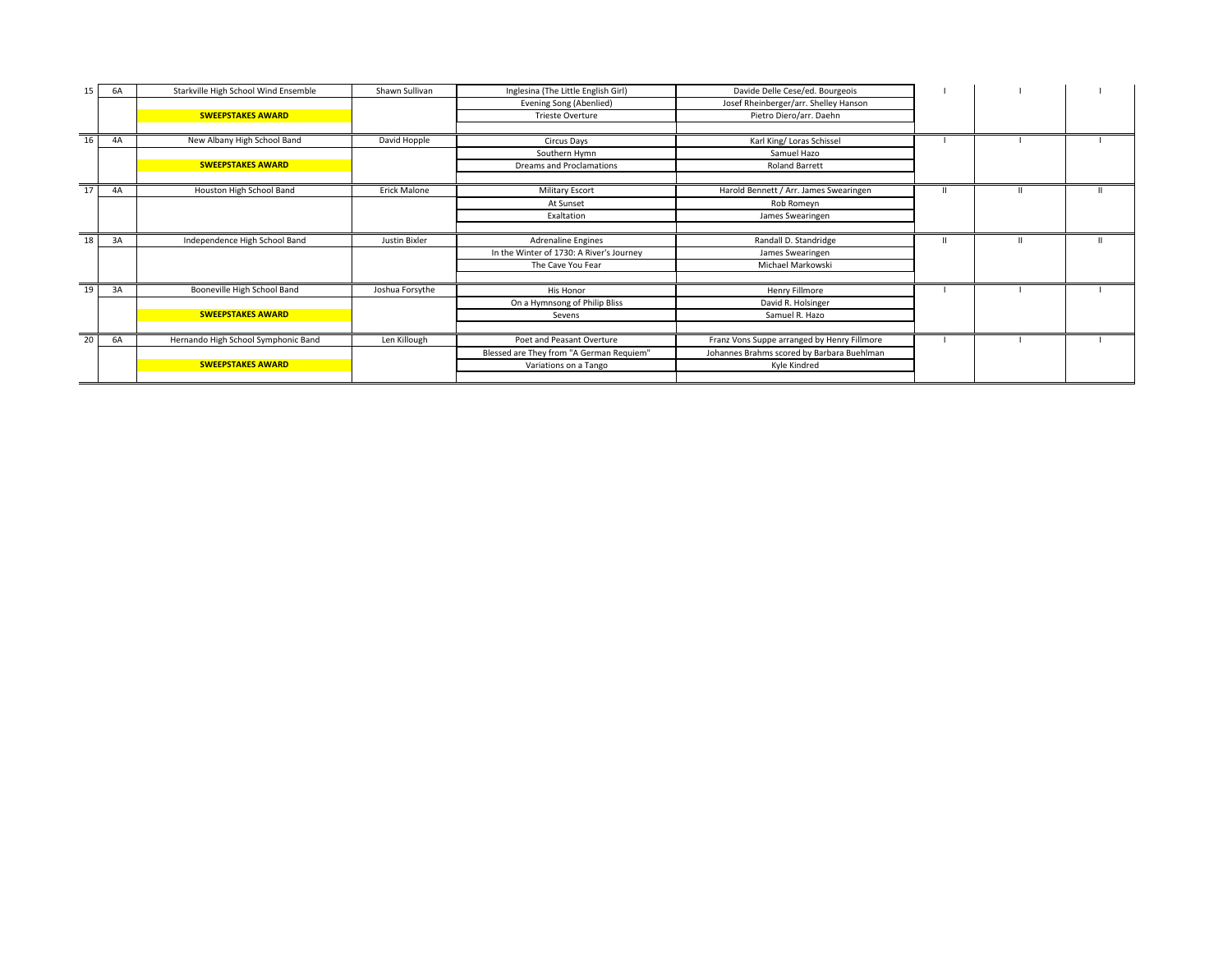| | | | | | | | | |
|---|---|---|---|---|---|---|---|---|
| 15 | 6A | Starkville High School Wind Ensemble | Shawn Sullivan | Inglesina (The Little English Girl) | Davide Delle Cese/ed. Bourgeois | I | I | I |
| | | | | Evening Song (Abenlied) | Josef Rheinberger/arr. Shelley Hanson | | | |
| | | **SWEEPSTAKES AWARD** | | Trieste Overture | Pietro Diero/arr. Daehn | | | |
| 16 | 4A | New Albany High School Band | David Hopple | Circus Days | Karl King/ Loras Schissel | I | I | I |
| | | | | Southern Hymn | Samuel Hazo | | | |
| | | **SWEEPSTAKES AWARD** | | Dreams and Proclamations | Roland Barrett | | | |
| 17 | 4A | Houston High School Band | Erick Malone | Military Escort | Harold Bennett / Arr. James Swearingen | II | II | II |
| | | | | At Sunset | Rob Romeyn | | | |
| | | | | Exaltation | James Swearingen | | | |
| 18 | 3A | Independence High School Band | Justin Bixler | Adrenaline Engines | Randall D. Standridge | II | II | II |
| | | | | In the Winter of 1730: A River's Journey | James Swearingen | | | |
| | | | | The Cave You Fear | Michael Markowski | | | |
| 19 | 3A | Booneville High School Band | Joshua Forsythe | His Honor | Henry Fillmore | I | I | I |
| | | | | On a Hymnsong of Philip Bliss | David R. Holsinger | | | |
| | | **SWEEPSTAKES AWARD** | | Sevens | Samuel R. Hazo | | | |
| 20 | 6A | Hernando High School Symphonic Band | Len Killough | Poet and Peasant Overture | Franz Vons Suppe arranged by Henry Fillmore | I | I | I |
| | | | | Blessed are They from "A German Requiem" | Johannes Brahms scored by Barbara Buehlman | | | |
| | | **SWEEPSTAKES AWARD** | | Variations on a Tango | Kyle Kindred | | | |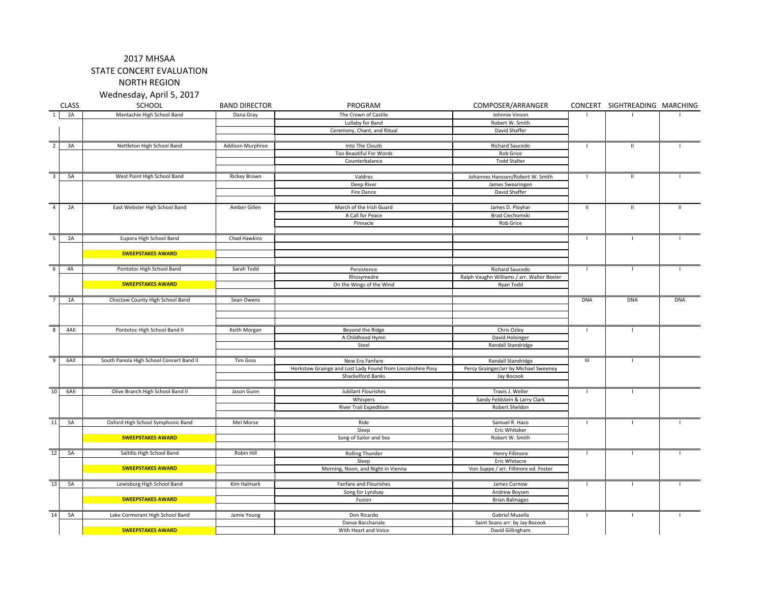# 2017 MHSAA
## STATE CONCERT EVALUATION
## NORTH REGION
### Wednesday, April 5, 2017

| | CLASS | SCHOOL | BAND DIRECTOR | PROGRAM | COMPOSER/ARRANGER | CONCERT | SIGHTREADING | MARCHING |
|---|---|---|---|---|---|---|---|---|
| 1 | 2A | Mantachie High School Band | Dana Gray | The Crown of Castile | Johnnie Vinson | I | I | I |
| | | | | Lullaby for Band | Robert W. Smith | | | |
| | | | | Ceremony, Chant, and Ritual | David Shaffer | | | |
| 2 | 3A | Nettleton High School Band | Addison Murphree | Into The Clouds | Richard Saucedo | I | II | I |
| | | | | Too Beautiful For Words | Rob Grice | | | |
| | | | | Counterbalance | Todd Stalter | | | |
| 3 | 5A | West Point High School Band | Rickey Brown | Valdres | Johannes Hanssen/Robert W. Smith | I | II | I |
| | | | | Deep River | James Swearingen | | | |
| | | | | Fire Dance | David Shaffer | | | |
| 4 | 2A | East Webster High School Band | Amber Gillen | March of the Irish Guard | James D. Ployhar | II | II | II |
| | | | | A Call for Peace | Brad Ciechomski | | | |
| | | | | Pinnacle | Rob Grice | | | |
| 5 | 2A | Eupora High School Band | Chad Hawkins | | | I | I | I |
| | | **SWEEPSTAKES AWARD** | | | | | | |
| 6 | 4A | Pontotoc High School Band | Sarah Todd | Persistence | Richard Saucedo | I | I | I |
| | | | | Rhosymedre | Ralph Vaughn Williams / arr. Walter Beeler | | | |
| | | **SWEEPSTAKES AWARD** | | On the Wings of the Wind | Ryan Todd | | | |
| 7 | 1A | Choctaw County High School Band | Sean Owens | | | DNA | DNA | DNA |
| 8 | 4AII | Pontotoc High School Band II | Keith Morgan | Beyond the Ridge | Chris Ozley | I | I | |
| | | | | A Childhood Hymn | David Holsinger | | | |
| | | | | Steel | Randall Standridge | | | |
| 9 | 6AII | South Panola High School Concert Band II | Tim Goss | New Era Fanfare | Randall Standridge | III | I | |
| | | | | Horkstow Grainge and Lost Lady Found from Lincolnshire Posy | Percy Grainger/arr by Michael Sweeney | | | |
| | | | | Shackelford Banks | Jay Bocook | | | |
| 10 | 6AII | Olive Branch High School Band II | Jason Gunn | Jubilant Flourishes | Travis J. Weller | I | I | |
| | | | | Whispers | Sandy Feldstein & Larry Clark | | | |
| | | | | River Trail Expedition | Robert Sheldon | | | |
| 11 | 5A | Oxford High School Symphonic Band | Mel Morse | Ride | Samuel R. Hazo | I | I | I |
| | | | | Sleep | Eric Whitaker | | | |
| | | **SWEEPSTAKES AWARD** | | Song of Sailor and Sea | Robert W. Smith | | | |
| 12 | 5A | Saltillo High School Band | Robin Hill | Rolling Thunder | Henry Fillmore | I | I | I |
| | | | | Sleep | Eric Whitacre | | | |
| | | **SWEEPSTAKES AWARD** | | Morning, Noon, and Night in Vienna | Von Suppe / arr. Fillmore ed. Foster | | | |
| 13 | 5A | Lewisburg High School Band | Kim Halmark | Fanfare and Flourishes | James Curnow | I | I | I |
| | | | | Song for Lyndsay | Andrew Boysen | | | |
| | | **SWEEPSTAKES AWARD** | | Fusion | Brian Balmages | | | |
| 14 | 5A | Lake Cormorant High School Band | Jamie Young | Don Ricardo | Gabriel Musella | I | I | I |
| | | | | Danse Bacchanale | Saint Seans arr. by Jay Bocook | | | |
| | | **SWEEPSTAKES AWARD** | | With Heart and Voice | David Gillingham | | | |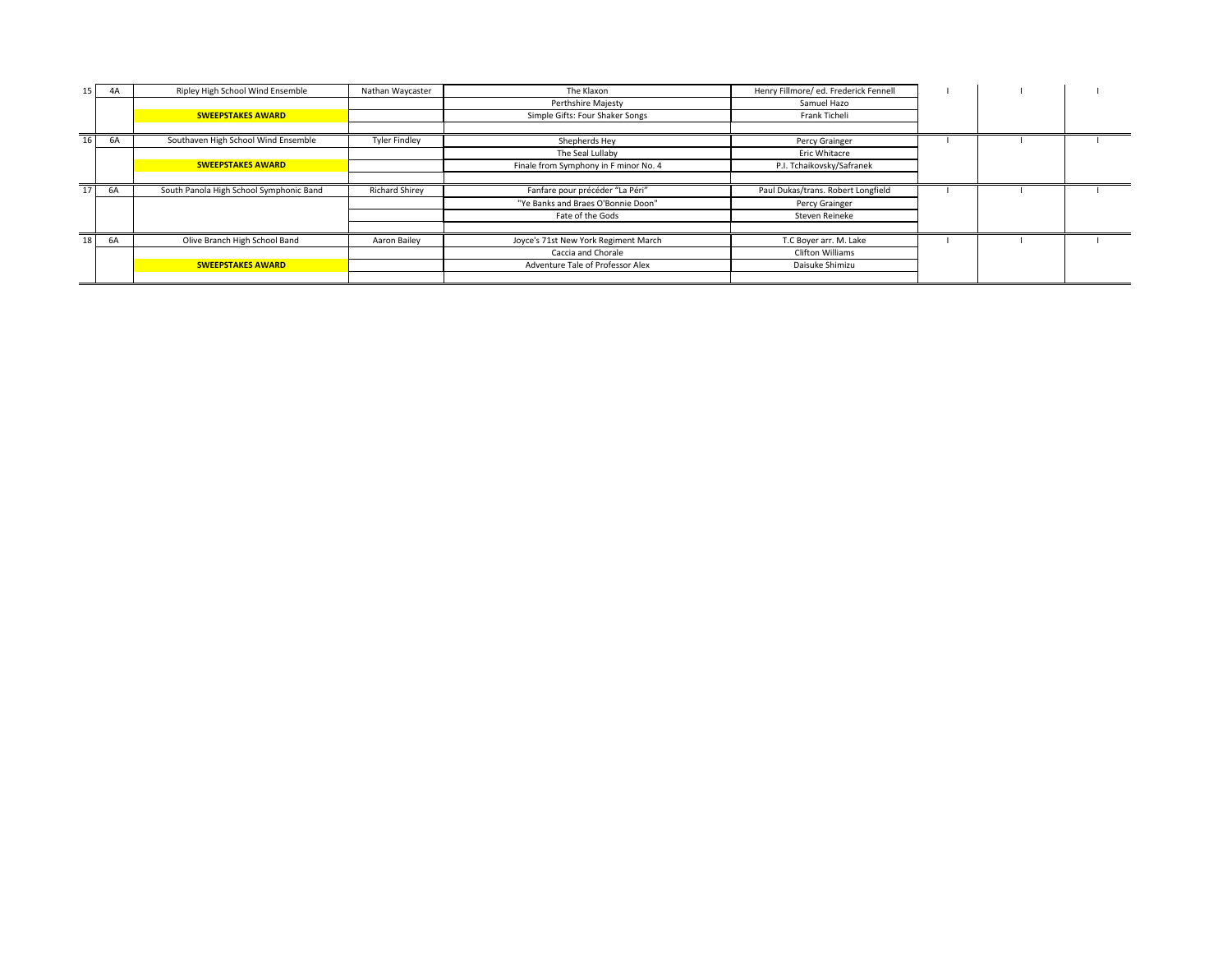| | | | | | | | | |
|---|---|---|---|---|---|---|---|---|
| 15 | 4A | Ripley High School Wind Ensemble | Nathan Waycaster | The Klaxon | Henry Fillmore/ ed. Frederick Fennell | I | I | I |
| | | | | Perthshire Majesty | Samuel Hazo | | | |
| | | **SWEEPSTAKES AWARD** | | Simple Gifts: Four Shaker Songs | Frank Ticheli | | | |
| | | | | | | | | |
| 16 | 6A | Southaven High School Wind Ensemble | Tyler Findley | Shepherds Hey | Percy Grainger | I | I | I |
| | | | | The Seal Lullaby | Eric Whitacre | | | |
| | | **SWEEPSTAKES AWARD** | | Finale from Symphony in F minor No. 4 | P.I. Tchaikovsky/Safranek | | | |
| | | | | | | | | |
| 17 | 6A | South Panola High School Symphonic Band | Richard Shirey | Fanfare pour précéder "La Péri" | Paul Dukas/trans. Robert Longfield | I | I | I |
| | | | | "Ye Banks and Braes O'Bonnie Doon" | Percy Grainger | | | |
| | | | | Fate of the Gods | Steven Reineke | | | |
| | | | | | | | | |
| 18 | 6A | Olive Branch High School Band | Aaron Bailey | Joyce's 71st New York Regiment March | T.C Boyer arr. M. Lake | I | I | I |
| | | | | Caccia and Chorale | Clifton Williams | | | |
| | | **SWEEPSTAKES AWARD** | | Adventure Tale of Professor Alex | Daisuke Shimizu | | | |
| | | | | | | | | |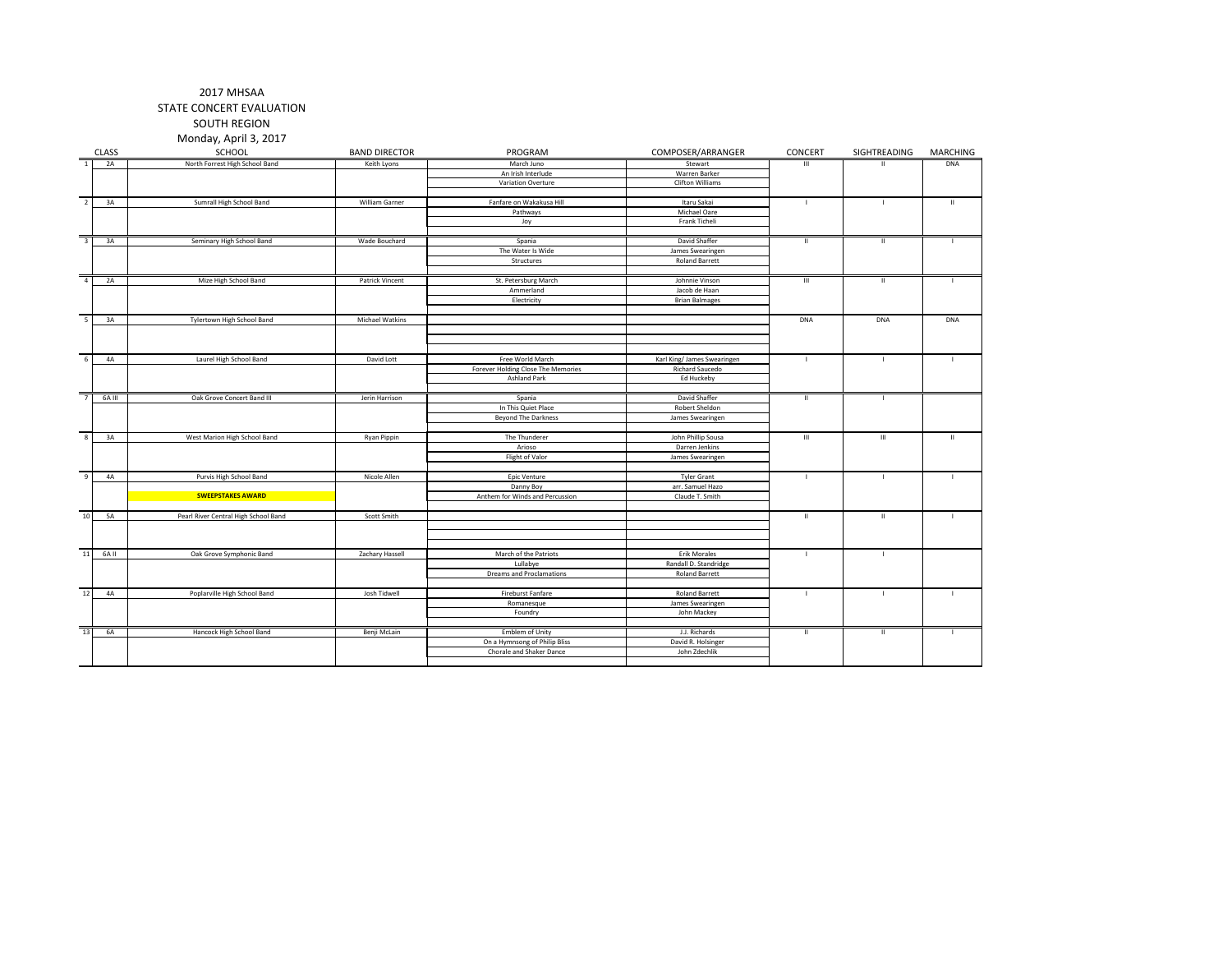2017 MHSAA

STATE CONCERT EVALUATION

SOUTH REGION

Monday, April 3, 2017

| | CLASS | SCHOOL | BAND DIRECTOR | PROGRAM | COMPOSER/ARRANGER | CONCERT | SIGHTREADING | MARCHING |
|---|---|---|---|---|---|---|---|---|
| 1 | 2A | North Forrest High School Band | Keith Lyons | March Juno | Stewart | III | II | DNA |
| | | | | An Irish Interlude | Warren Barker | | | |
| | | | | Variation Overture | Clifton Williams | | | |
| 2 | 3A | Sumrall High School Band | William Garner | Fanfare on Wakakusa Hill | Itaru Sakai | I | I | II |
| | | | | Pathways | Michael Oare | | | |
| | | | | Joy | Frank Ticheli | | | |
| 3 | 3A | Seminary High School Band | Wade Bouchard | Spania | David Shaffer | II | II | I |
| | | | | The Water Is Wide | James Swearingen | | | |
| | | | | Structures | Roland Barrett | | | |
| 4 | 2A | Mize High School Band | Patrick Vincent | St. Petersburg March | Johnnie Vinson | III | II | I |
| | | | | Ammerland | Jacob de Haan | | | |
| | | | | Electricity | Brian Balmages | | | |
| 5 | 3A | Tylertown High School Band | Michael Watkins | | | DNA | DNA | DNA |
| 6 | 4A | Laurel High School Band | David Lott | Free World March | Karl King/ James Swearingen | I | I | I |
| | | | | Forever Holding Close The Memories | Richard Saucedo | | | |
| | | | | Ashland Park | Ed Huckeby | | | |
| 7 | 6A III | Oak Grove Concert Band III | Jerin Harrison | Spania | David Shaffer | II | I | |
| | | | | In This Quiet Place | Robert Sheldon | | | |
| | | | | Beyond The Darkness | James Swearingen | | | |
| 8 | 3A | West Marion High School Band | Ryan Pippin | The Thunderer | John Phillip Sousa | III | III | II |
| | | | | Arioso | Darren Jenkins | | | |
| | | | | Flight of Valor | James Swearingen | | | |
| 9 | 4A | Purvis High School Band | Nicole Allen | Epic Venture | Tyler Grant | I | I | I |
| | | | | Danny Boy | arr. Samuel Hazo | | | |
| | | **SWEEPSTAKES AWARD** | | Anthem for Winds and Percussion | Claude T. Smith | | | |
| 10 | 5A | Pearl River Central High School Band | Scott Smith | | | II | II | I |
| 11 | 6A II | Oak Grove Symphonic Band | Zachary Hassell | March of the Patriots | Erik Morales | I | I | |
| | | | | Lullabye | Randall D. Standridge | | | |
| | | | | Dreams and Proclamations | Roland Barrett | | | |
| 12 | 4A | Poplarville High School Band | Josh Tidwell | Fireburst Fanfare | Roland Barrett | I | I | I |
| | | | | Romanesque | James Swearingen | | | |
| | | | | Foundry | John Mackey | | | |
| 13 | 6A | Hancock High School Band | Benji McLain | Emblem of Unity | J.J. Richards | II | II | I |
| | | | | On a Hymnsong of Philip Bliss | David R. Holsinger | | | |
| | | | | Chorale and Shaker Dance | John Zdechlik | | | |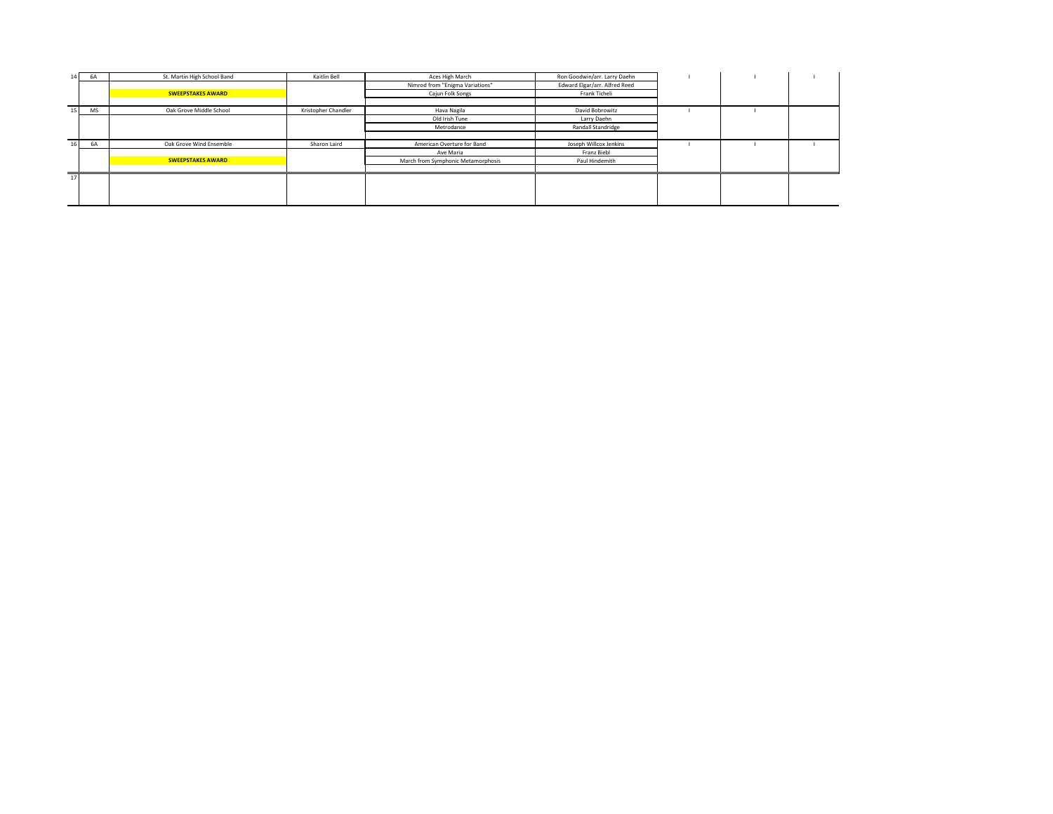| | | | | | | | | |
|---|---|---|---|---|---|---|---|---|
| 14 | 6A | St. Martin High School Band | Kaitlin Bell | Aces High March | Ron Goodwin/arr. Larry Daehn | I | I | I |
| | | | | Nimrod from "Enigma Variations" | Edward Elgar/arr. Alfred Reed | | | |
| | | **SWEEPSTAKES AWARD** | | Cajun Folk Songs | Frank Ticheli | | | |
| | | | | | | | | |
| 15 | MS | Oak Grove Middle School | Kristopher Chandler | Hava Nagila | David Bobrowitz | I | I | |
| | | | | Old Irish Tune | Larry Daehn | | | |
| | | | | Metrodance | Randall Standridge | | | |
| | | | | | | | | |
| 16 | 6A | Oak Grove Wind Ensemble | Sharon Laird | American Overture for Band | Joseph Willcox Jenkins | I | I | I |
| | | | | Ave Maria | Franz Biebl | | | |
| | | **SWEEPSTAKES AWARD** | | March from Symphonic Metamorphosis | Paul Hindemith | | | |
| | | | | | | | | |
| 17 | | | | | | | | |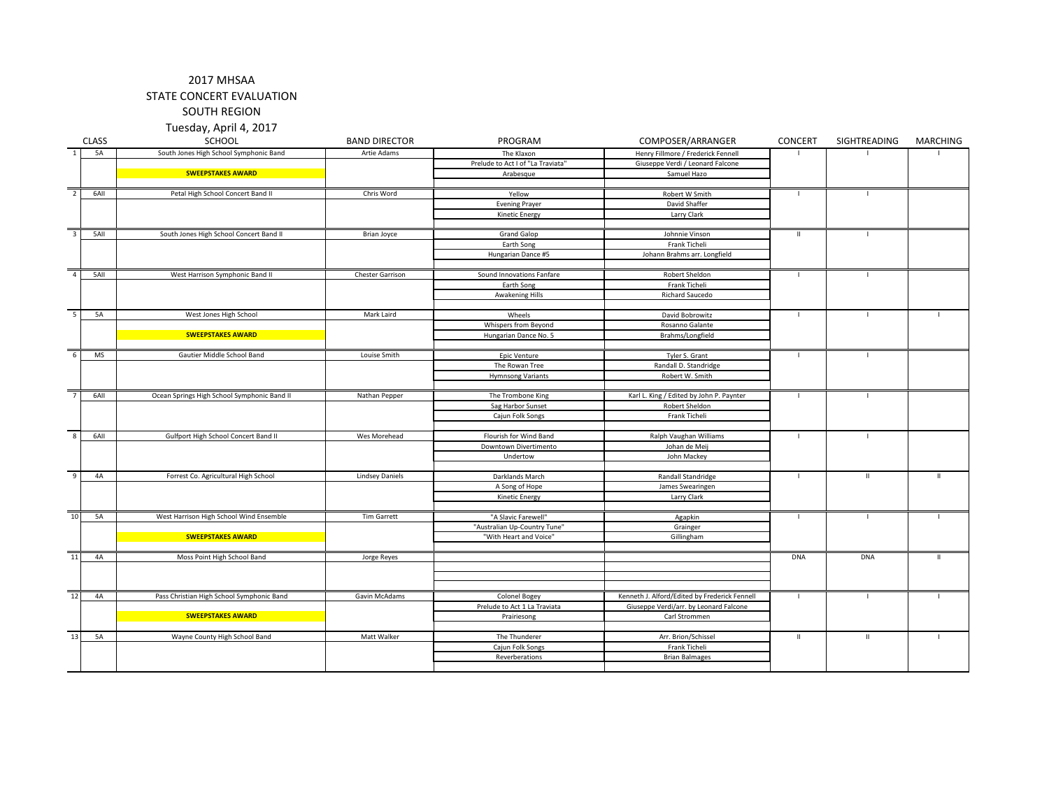2017 MHSAA

STATE CONCERT EVALUATION

SOUTH REGION

Tuesday, April 4, 2017

| | CLASS | SCHOOL | BAND DIRECTOR | PROGRAM | COMPOSER/ARRANGER | CONCERT | SIGHTREADING | MARCHING |
|---|---|---|---|---|---|---|---|---|
| 1 | 5A | South Jones High School Symphonic Band | Artie Adams | The Klaxon | Henry Fillmore / Frederick Fennell | I | I | I |
| | | | | Prelude to Act I of "La Traviata" | Giuseppe Verdi / Leonard Falcone | | | |
| | | **SWEEPSTAKES AWARD** | | Arabesque | Samuel Hazo | | | |
| 2 | 6AII | Petal High School Concert Band II | Chris Word | Yellow | Robert W Smith | I | I | |
| | | | | Evening Prayer | David Shaffer | | | |
| | | | | Kinetic Energy | Larry Clark | | | |
| 3 | 5AII | South Jones High School Concert Band II | Brian Joyce | Grand Galop | Johnnie Vinson | II | I | |
| | | | | Earth Song | Frank Ticheli | | | |
| | | | | Hungarian Dance #5 | Johann Brahms arr. Longfield | | | |
| 4 | 5AII | West Harrison Symphonic Band II | Chester Garrison | Sound Innovations Fanfare | Robert Sheldon | I | I | |
| | | | | Earth Song | Frank Ticheli | | | |
| | | | | Awakening Hills | Richard Saucedo | | | |
| 5 | 5A | West Jones High School | Mark Laird | Wheels | David Bobrowitz | I | I | I |
| | | | | Whispers from Beyond | Rosanno Galante | | | |
| | | **SWEEPSTAKES AWARD** | | Hungarian Dance No. 5 | Brahms/Longfield | | | |
| 6 | MS | Gautier Middle School Band | Louise Smith | Epic Venture | Tyler S. Grant | I | I | |
| | | | | The Rowan Tree | Randall D. Standridge | | | |
| | | | | Hymnsong Variants | Robert W. Smith | | | |
| 7 | 6AII | Ocean Springs High School Symphonic Band II | Nathan Pepper | The Trombone King | Karl L. King / Edited by John P. Paynter | I | I | |
| | | | | Sag Harbor Sunset | Robert Sheldon | | | |
| | | | | Cajun Folk Songs | Frank Ticheli | | | |
| 8 | 6AII | Gulfport High School Concert Band II | Wes Morehead | Flourish for Wind Band | Ralph Vaughan Williams | I | I | |
| | | | | Downtown Divertimento | Johan de Meij | | | |
| | | | | Undertow | John Mackey | | | |
| 9 | 4A | Forrest Co. Agricultural High School | Lindsey Daniels | Darklands March | Randall Standridge | I | II | II |
| | | | | A Song of Hope | James Swearingen | | | |
| | | | | Kinetic Energy | Larry Clark | | | |
| 10 | 5A | West Harrison High School Wind Ensemble | Tim Garrett | "A Slavic Farewell" | Agapkin | I | I | I |
| | | | | "Australian Up-Country Tune" | Grainger | | | |
| | | **SWEEPSTAKES AWARD** | | "With Heart and Voice" | Gillingham | | | |
| 11 | 4A | Moss Point High School Band | Jorge Reyes | | | DNA | DNA | II |
| 12 | 4A | Pass Christian High School Symphonic Band | Gavin McAdams | Colonel Bogey | Kenneth J. Alford/Edited by Frederick Fennell | I | I | I |
| | | | | Prelude to Act 1 La Traviata | Giuseppe Verdi/arr. by Leonard Falcone | | | |
| | | **SWEEPSTAKES AWARD** | | Prairiesong | Carl Strommen | | | |
| 13 | 5A | Wayne County High School Band | Matt Walker | The Thunderer | Arr. Brion/Schissel | II | II | I |
| | | | | Cajun Folk Songs | Frank Ticheli | | | |
| | | | | Reverberations | Brian Balmages | | | |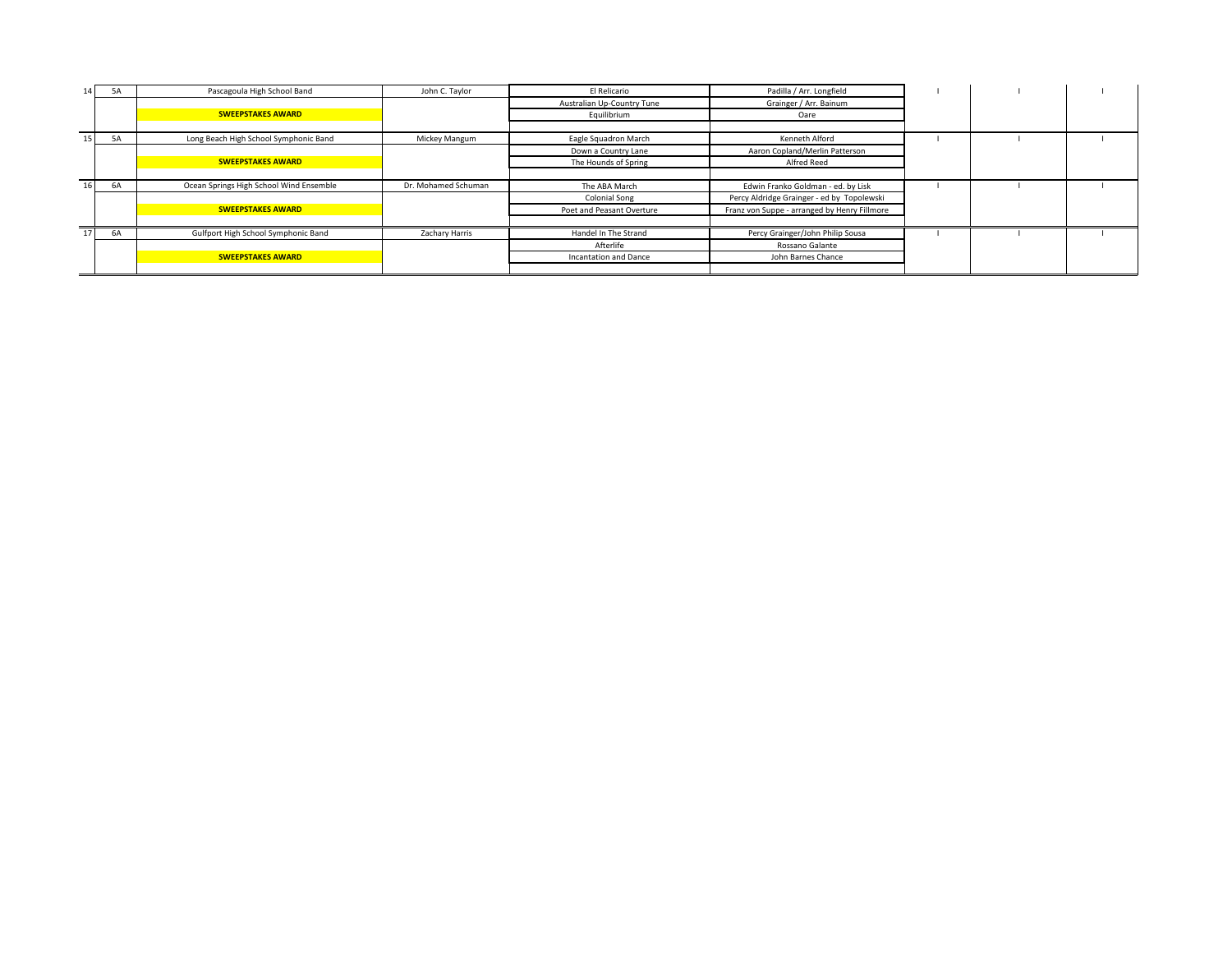| | | | | | | | |
|---|---|---|---|---|---|---|---|
| 14 | 5A | Pascagoula High School Band | John C. Taylor | El Relicario | Padilla / Arr. Longfield | I | I | I |
| | | | | Australian Up-Country Tune | Grainger / Arr. Bainum | | | |
| | | **SWEEPSTAKES AWARD** | | Equilibrium | Oare | | | |
| | | | | | | | | |
| 15 | 5A | Long Beach High School Symphonic Band | Mickey Mangum | Eagle Squadron March | Kenneth Alford | I | I | I |
| | | | | Down a Country Lane | Aaron Copland/Merlin Patterson | | | |
| | | **SWEEPSTAKES AWARD** | | The Hounds of Spring | Alfred Reed | | | |
| | | | | | | | | |
| 16 | 6A | Ocean Springs High School Wind Ensemble | Dr. Mohamed Schuman | The ABA March | Edwin Franko Goldman - ed. by Lisk | I | I | I |
| | | | | Colonial Song | Percy Aldridge Grainger - ed by Topolewski | | | |
| | | **SWEEPSTAKES AWARD** | | Poet and Peasant Overture | Franz von Suppe - arranged by Henry Fillmore | | | |
| | | | | | | | | |
| 17 | 6A | Gulfport High School Symphonic Band | Zachary Harris | Handel In The Strand | Percy Grainger/John Philip Sousa | I | I | I |
| | | | | Afterlife | Rossano Galante | | | |
| | | **SWEEPSTAKES AWARD** | | Incantation and Dance | John Barnes Chance | | | |
| | | | | | | | | |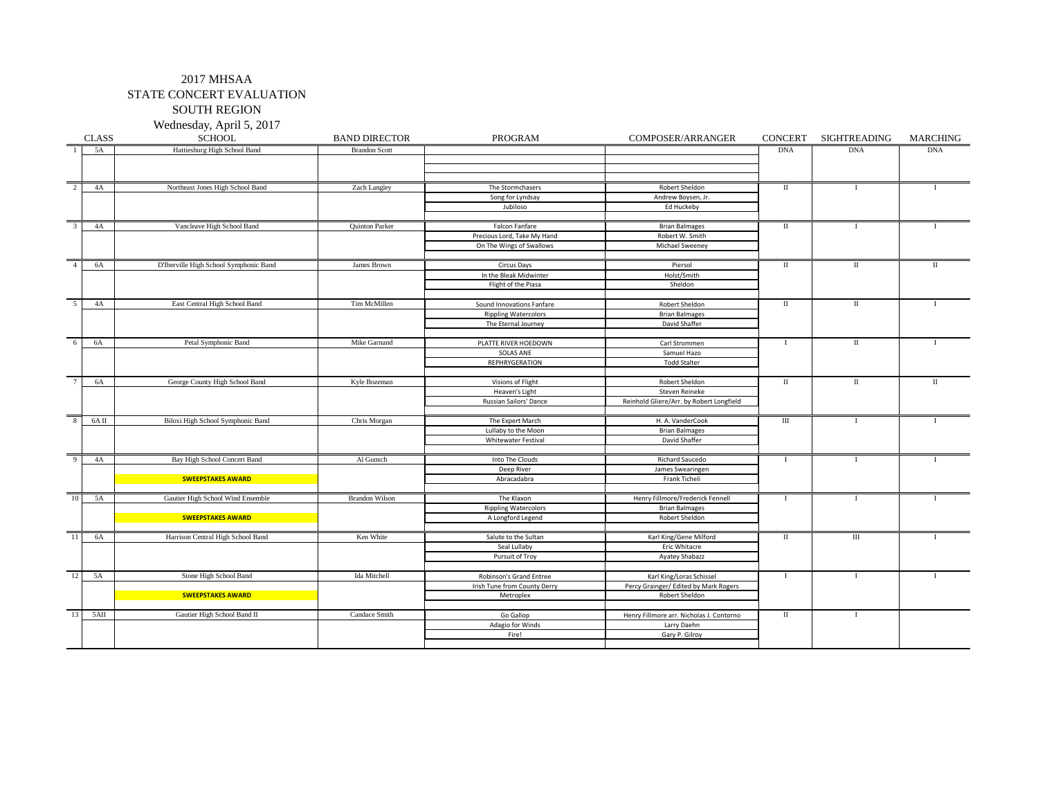# 2017 MHSAA
## STATE CONCERT EVALUATION
## SOUTH REGION
### Wednesday, April 5, 2017

| | CLASS | SCHOOL | BAND DIRECTOR | PROGRAM | COMPOSER/ARRANGER | CONCERT | SIGHTREADING | MARCHING |
|---|---|---|---|---|---|---|---|---|
| 1 | 5A | Hattiesburg High School Band | Brandon Scott | | | DNA | DNA | DNA |
| 2 | 4A | Northeast Jones High School Band | Zach Langley | The Stormchasers | Robert Sheldon | II | I | I |
| | | | | Song for Lyndsay | Andrew Boysen, Jr. | | | |
| | | | | Jubiloso | Ed Huckeby | | | |
| 3 | 4A | Vancleave High School Band | Quinton Parker | Falcon Fanfare | Brian Balmages | II | I | I |
| | | | | Precious Lord, Take My Hand | Robert W. Smith | | | |
| | | | | On The Wings of Swallows | Michael Sweeney | | | |
| 4 | 6A | D'Iberville High School Symphonic Band | James Brown | Circus Days | Piersol | II | II | II |
| | | | | In the Bleak Midwinter | Holst/Smith | | | |
| | | | | Flight of the Piasa | Sheldon | | | |
| 5 | 4A | East Central High School Band | Tim McMillen | Sound Innovations Fanfare | Robert Sheldon | II | II | I |
| | | | | Rippling Watercolors | Brian Balmages | | | |
| | | | | The Eternal Journey | David Shaffer | | | |
| 6 | 6A | Petal Symphonic Band | Mike Garnand | PLATTE RIVER HOEDOWN | Carl Strommen | I | II | I |
| | | | | SOLAS ANE | Samuel Hazo | | | |
| | | | | REPHRYGERATION | Todd Stalter | | | |
| 7 | 6A | George County High School Band | Kyle Bozeman | Visions of Flight | Robert Sheldon | II | II | II |
| | | | | Heaven's Light | Steven Reineke | | | |
| | | | | Russian Sailors' Dance | Reinhold Gliere/Arr. by Robert Longfield | | | |
| 8 | 6A II | Biloxi High School Symphonic Band | Chris Morgan | The Expert March | H. A. VanderCook | III | I | I |
| | | | | Lullaby to the Moon | Brian Balmages | | | |
| | | | | Whitewater Festival | David Shaffer | | | |
| 9 | 4A | Bay High School Concert Band | Al Gunsch | Into The Clouds | Richard Saucedo | I | I | I |
| | | | | Deep River | James Swearingen | | | |
| | | **SWEEPSTAKES AWARD** | | Abracadabra | Frank Ticheli | | | |
| 10 | 5A | Gautier High School Wind Ensemble | Brandon Wilson | The Klaxon | Henry Fillmore/Frederick Fennell | I | I | I |
| | | | | Rippling Watercolors | Brian Balmages | | | |
| | | **SWEEPSTAKES AWARD** | | A Longford Legend | Robert Sheldon | | | |
| 11 | 6A | Harrison Central High School Band | Ken White | Salute to the Sultan | Karl King/Gene Milford | II | III | I |
| | | | | Seal Lullaby | Eric Whitacre | | | |
| | | | | Pursuit of Troy | Ayatey Shabazz | | | |
| 12 | 5A | Stone High School Band | Ida Mitchell | Robinson's Grand Entree | Karl King/Loras Schissel | I | I | I |
| | | | | Irish Tune from County Derry | Percy Grainger/ Edited by Mark Rogers | | | |
| | | **SWEEPSTAKES AWARD** | | Metroplex | Robert Sheldon | | | |
| 13 | 5AII | Gautier High School Band II | Candace Smith | Go Gallop | Henry Fillmore arr. Nicholas J. Contorno | II | I | |
| | | | | Adagio for Winds | Larry Daehn | | | |
| | | | | Fire! | Gary P. Gilroy | | | |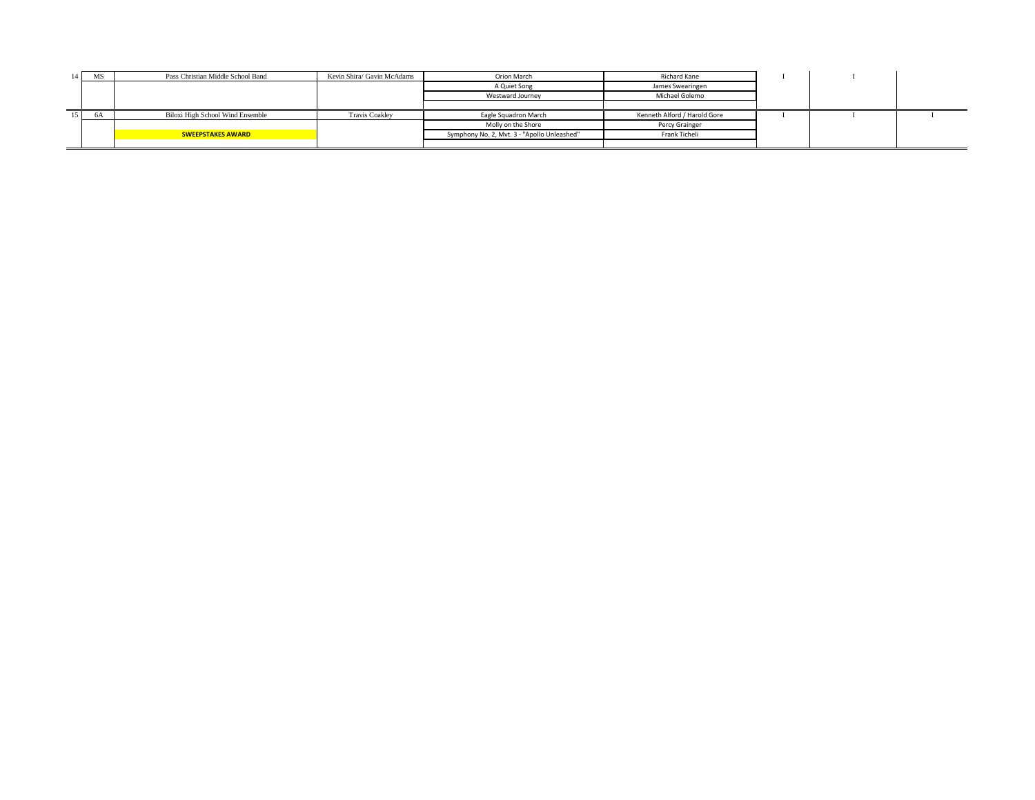| | | | | | | | | |
|---|---|---|---|---|---|---|---|---|
| 14 | MS | Pass Christian Middle School Band | Kevin Shira/ Gavin McAdams | Orion March | Richard Kane | I | I | |
| | | | | A Quiet Song | James Swearingen | | | |
| | | | | Westward Journey | Michael Golemo | | | |
| | | | | | | | | |
| 15 | 6A | Biloxi High School Wind Ensemble | Travis Coakley | Eagle Squadron March | Kenneth Alford / Harold Gore | I | I | I |
| | | | | Molly on the Shore | Percy Grainger | | | |
| | | **SWEEPSTAKES AWARD** | | Symphony No. 2, Mvt. 3 - "Apollo Unleashed" | Frank Ticheli | | | |
| | | | | | | | | |